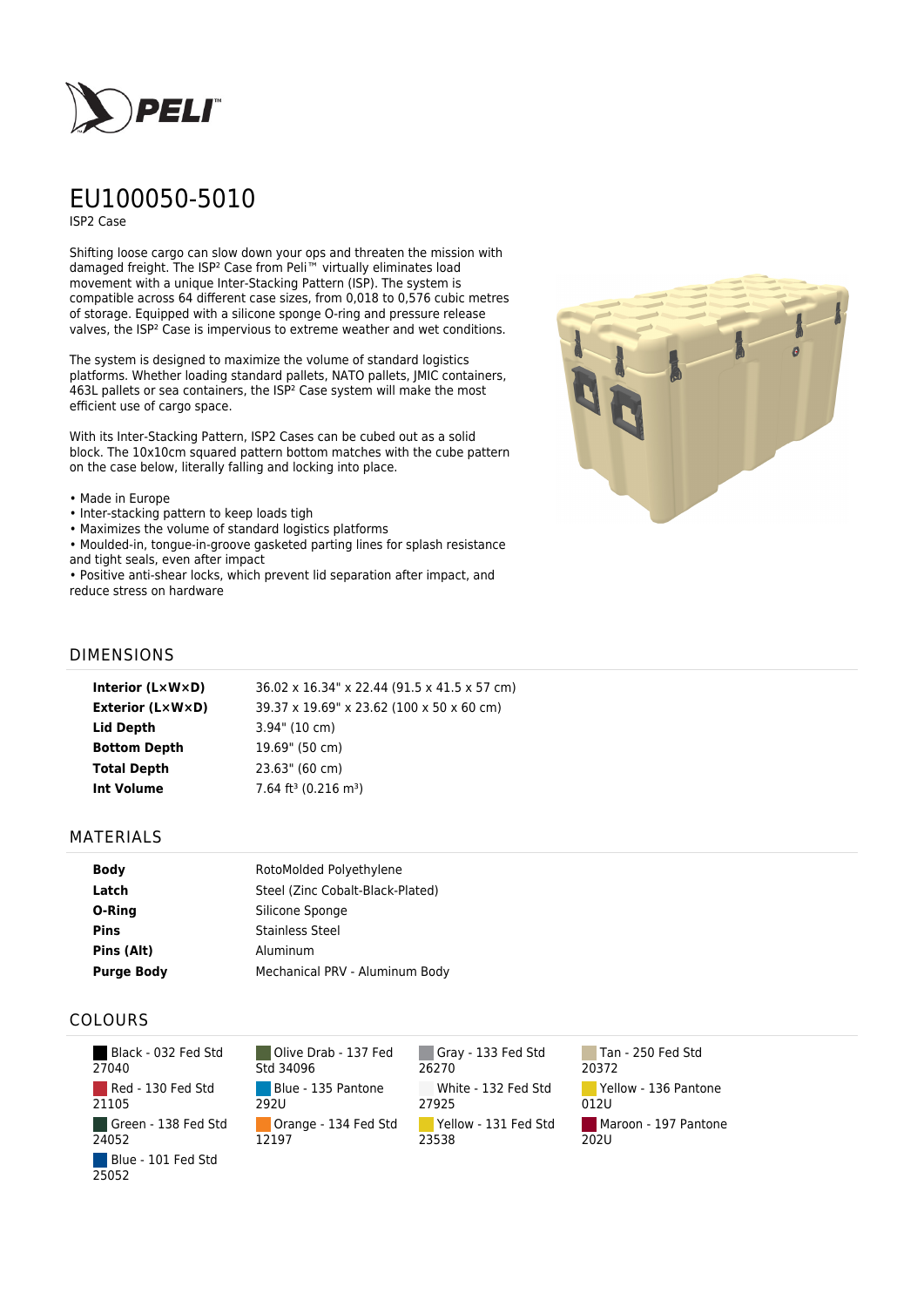# EU100050-5010

ISP2 Case

Shifting loose cargo can slow down your ops and threaten the mission with damaged freight. The ISP² Case from Peli™ virtually eliminates load movement with a unique Inter-Stacking Pattern (ISP). The system is compatible across 64 different case sizes, from 0,018 to 0,576 cubic metres of storage. Equipped with a silicone sponge O-ring and pressure release valves, the ISP² Case is impervious to extreme weather and wet conditions.

The system is designed to maximize the volume of standard logistics platforms. Whether loading standard pallets, NATO pallets, JMIC containers, 463L pallets or sea containers, the ISP² Case system will make the most efficient use of cargo space.

With its Inter-Stacking Pattern, ISP2 Cases can be cubed out as a solid block. The 10x10cm squared pattern bottom matches with the cube pattern on the case below, literally falling and locking into place.

- Made in Europe
- Inter-stacking pattern to keep loads tigh
- Maximizes the volume of standard logistics platforms
- Moulded-in, tongue-in-groove gasketed parting lines for splash resistance and tight seals, even after impact
- Positive anti-shear locks, which prevent lid separation after impact, and reduce stress on hardware

## DIMENSIONS

| | |
|---|---|
| **Interior (L×W×D)** | 36.02 x 16.34" x 22.44 (91.5 x 41.5 x 57 cm) |
| **Exterior (L×W×D)** | 39.37 x 19.69" x 23.62 (100 x 50 x 60 cm) |
| **Lid Depth** | 3.94" (10 cm) |
| **Bottom Depth** | 19.69" (50 cm) |
| **Total Depth** | 23.63" (60 cm) |
| **Int Volume** | 7.64 ft³ (0.216 m³) |

## MATERIALS

| | |
|---|---|
| **Body** | RotoMolded Polyethylene |
| **Latch** | Steel (Zinc Cobalt-Black-Plated) |
| **O-Ring** | Silicone Sponge |
| **Pins** | Stainless Steel |
| **Pins (Alt)** | Aluminum |
| **Purge Body** | Mechanical PRV - Aluminum Body |

## COLOURS

- Black - 032 Fed Std 27040
- Red - 130 Fed Std 21105
- Green - 138 Fed Std 24052
- Blue - 101 Fed Std 25052
- Olive Drab - 137 Fed Std 34096
- Blue - 135 Pantone 292U
- Orange - 134 Fed Std 12197
- Gray - 133 Fed Std 26270
- White - 132 Fed Std 27925
- Yellow - 131 Fed Std 23538
- Tan - 250 Fed Std 20372
- Yellow - 136 Pantone 012U
- Maroon - 197 Pantone 202U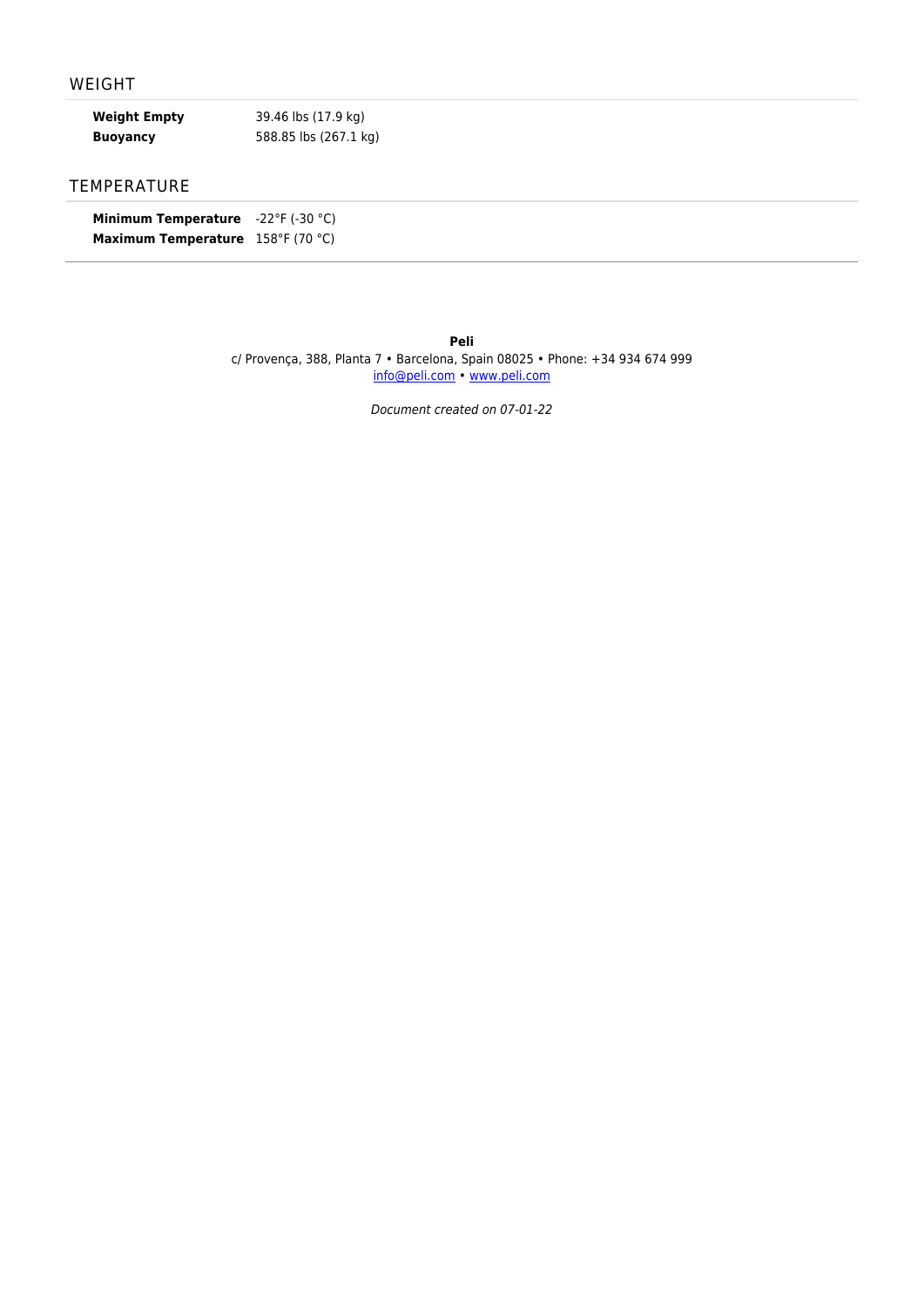## WEIGHT

| | |
|---|---|
| **Weight Empty** | 39.46 lbs (17.9 kg) |
| **Buoyancy** | 588.85 lbs (267.1 kg) |

## TEMPERATURE

| | |
|---|---|
| **Minimum Temperature** | -22°F (-30 °C) |
| **Maximum Temperature** | 158°F (70 °C) |

**Peli**
c/ Provença, 388, Planta 7 • Barcelona, Spain 08025 • Phone: +34 934 674 999
info@peli.com • www.peli.com

*Document created on 07-01-22*